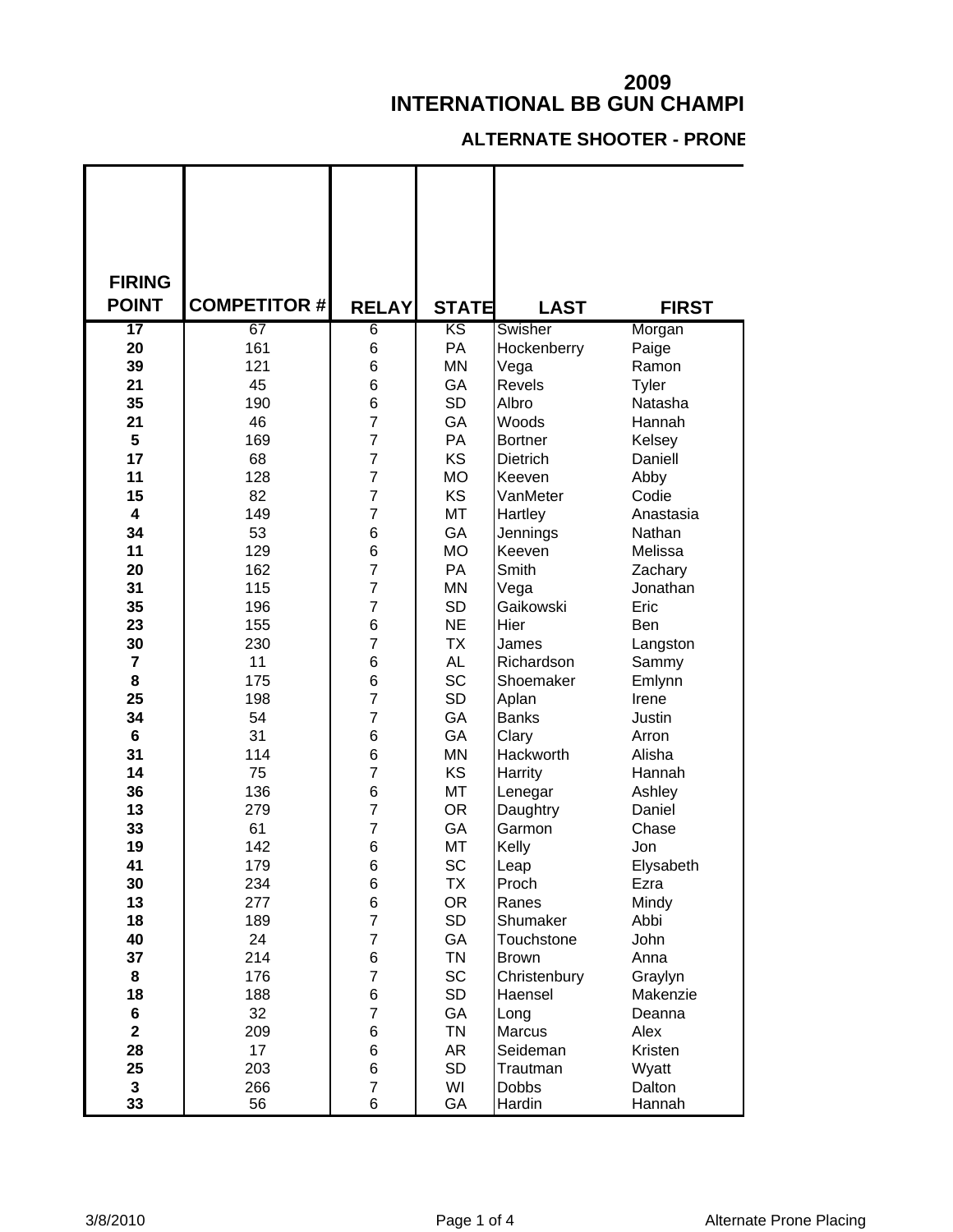# 2009
# INTERNATIONAL BB GUN CHAMPI

## ALTERNATE SHOOTER - PRONE

| FIRING POINT | COMPETITOR # | RELAY | STATE | LAST | FIRST |
|---|---|---|---|---|---|
| 17 | 67 | 6 | KS | Swisher | Morgan |
| 20 | 161 | 6 | PA | Hockenberry | Paige |
| 39 | 121 | 6 | MN | Vega | Ramon |
| 21 | 45 | 6 | GA | Revels | Tyler |
| 35 | 190 | 6 | SD | Albro | Natasha |
| 21 | 46 | 7 | GA | Woods | Hannah |
| 5 | 169 | 7 | PA | Bortner | Kelsey |
| 17 | 68 | 7 | KS | Dietrich | Daniell |
| 11 | 128 | 7 | MO | Keeven | Abby |
| 15 | 82 | 7 | KS | VanMeter | Codie |
| 4 | 149 | 7 | MT | Hartley | Anastasia |
| 34 | 53 | 6 | GA | Jennings | Nathan |
| 11 | 129 | 6 | MO | Keeven | Melissa |
| 20 | 162 | 7 | PA | Smith | Zachary |
| 31 | 115 | 7 | MN | Vega | Jonathan |
| 35 | 196 | 7 | SD | Gaikowski | Eric |
| 23 | 155 | 6 | NE | Hier | Ben |
| 30 | 230 | 7 | TX | James | Langston |
| 7 | 11 | 6 | AL | Richardson | Sammy |
| 8 | 175 | 6 | SC | Shoemaker | Emlynn |
| 25 | 198 | 7 | SD | Aplan | Irene |
| 34 | 54 | 7 | GA | Banks | Justin |
| 6 | 31 | 6 | GA | Clary | Arron |
| 31 | 114 | 6 | MN | Hackworth | Alisha |
| 14 | 75 | 7 | KS | Harrity | Hannah |
| 36 | 136 | 6 | MT | Lenegar | Ashley |
| 13 | 279 | 7 | OR | Daughtry | Daniel |
| 33 | 61 | 7 | GA | Garmon | Chase |
| 19 | 142 | 6 | MT | Kelly | Jon |
| 41 | 179 | 6 | SC | Leap | Elysabeth |
| 30 | 234 | 6 | TX | Proch | Ezra |
| 13 | 277 | 6 | OR | Ranes | Mindy |
| 18 | 189 | 7 | SD | Shumaker | Abbi |
| 40 | 24 | 7 | GA | Touchstone | John |
| 37 | 214 | 6 | TN | Brown | Anna |
| 8 | 176 | 7 | SC | Christenbury | Graylyn |
| 18 | 188 | 6 | SD | Haensel | Makenzie |
| 6 | 32 | 7 | GA | Long | Deanna |
| 2 | 209 | 6 | TN | Marcus | Alex |
| 28 | 17 | 6 | AR | Seideman | Kristen |
| 25 | 203 | 6 | SD | Trautman | Wyatt |
| 3 | 266 | 7 | WI | Dobbs | Dalton |
| 33 | 56 | 6 | GA | Hardin | Hannah |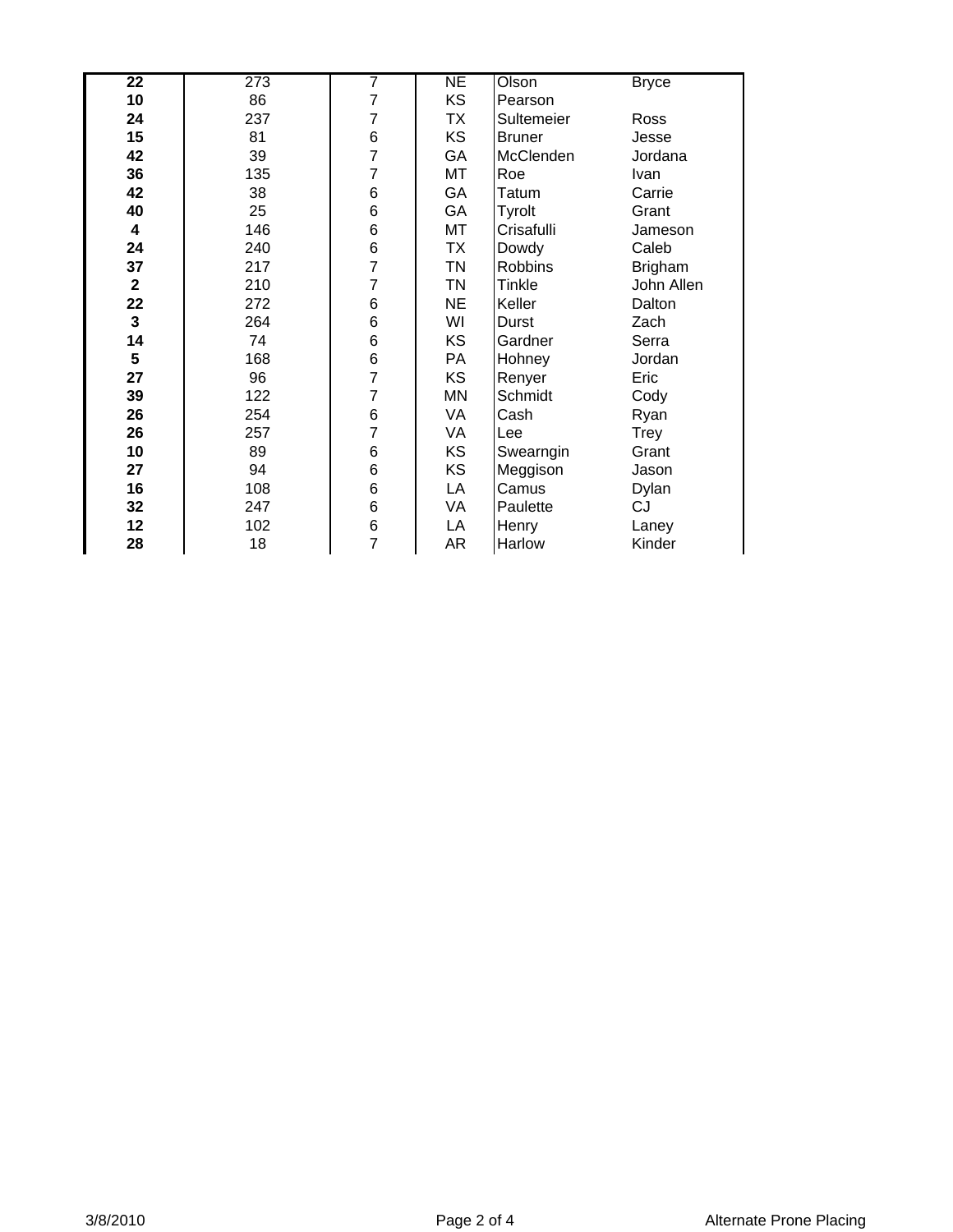| | | | | | |
|---|---|---|---|---|---|
| **22** | 273 | 7 | NE | Olson | Bryce |
| **10** | 86 | 7 | KS | Pearson | |
| **24** | 237 | 7 | TX | Sultemeier | Ross |
| **15** | 81 | 6 | KS | Bruner | Jesse |
| **42** | 39 | 7 | GA | McClenden | Jordana |
| **36** | 135 | 7 | MT | Roe | Ivan |
| **42** | 38 | 6 | GA | Tatum | Carrie |
| **40** | 25 | 6 | GA | Tyrolt | Grant |
| **4** | 146 | 6 | MT | Crisafulli | Jameson |
| **24** | 240 | 6 | TX | Dowdy | Caleb |
| **37** | 217 | 7 | TN | Robbins | Brigham |
| **2** | 210 | 7 | TN | Tinkle | John Allen |
| **22** | 272 | 6 | NE | Keller | Dalton |
| **3** | 264 | 6 | WI | Durst | Zach |
| **14** | 74 | 6 | KS | Gardner | Serra |
| **5** | 168 | 6 | PA | Hohney | Jordan |
| **27** | 96 | 7 | KS | Renyer | Eric |
| **39** | 122 | 7 | MN | Schmidt | Cody |
| **26** | 254 | 6 | VA | Cash | Ryan |
| **26** | 257 | 7 | VA | Lee | Trey |
| **10** | 89 | 6 | KS | Swearngin | Grant |
| **27** | 94 | 6 | KS | Meggison | Jason |
| **16** | 108 | 6 | LA | Camus | Dylan |
| **32** | 247 | 6 | VA | Paulette | CJ |
| **12** | 102 | 6 | LA | Henry | Laney |
| **28** | 18 | 7 | AR | Harlow | Kinder |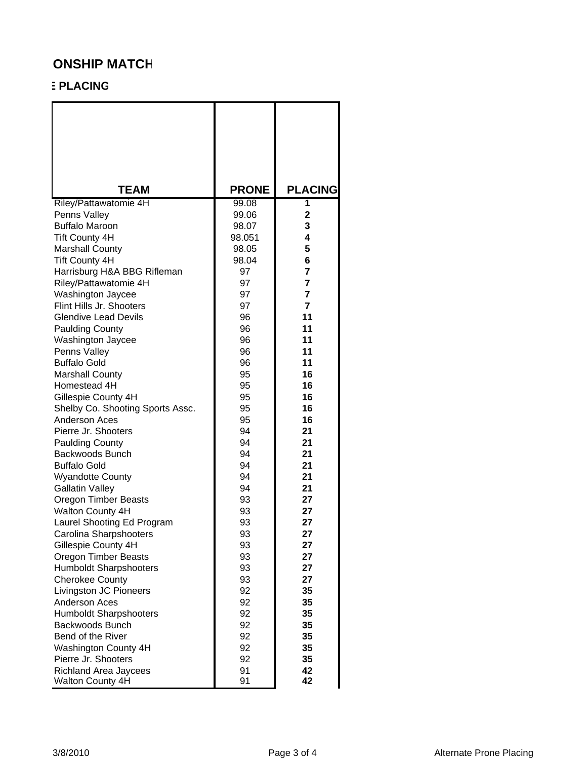## ONSHIP MATCH

### E PLACING

| TEAM | PRONE | PLACING |
|---|---|---|
| Riley/Pattawatomie 4H | 99.08 | **1** |
| Penns Valley | 99.06 | **2** |
| Buffalo Maroon | 98.07 | **3** |
| Tift County 4H | 98.051 | **4** |
| Marshall County | 98.05 | **5** |
| Tift County 4H | 98.04 | **6** |
| Harrisburg H&A BBG Rifleman | 97 | **7** |
| Riley/Pattawatomie 4H | 97 | **7** |
| Washington Jaycee | 97 | **7** |
| Flint Hills Jr. Shooters | 97 | **7** |
| Glendive Lead Devils | 96 | **11** |
| Paulding County | 96 | **11** |
| Washington Jaycee | 96 | **11** |
| Penns Valley | 96 | **11** |
| Buffalo Gold | 96 | **11** |
| Marshall County | 95 | **16** |
| Homestead 4H | 95 | **16** |
| Gillespie County 4H | 95 | **16** |
| Shelby Co. Shooting Sports Assc. | 95 | **16** |
| Anderson Aces | 95 | **16** |
| Pierre Jr. Shooters | 94 | **21** |
| Paulding County | 94 | **21** |
| Backwoods Bunch | 94 | **21** |
| Buffalo Gold | 94 | **21** |
| Wyandotte County | 94 | **21** |
| Gallatin Valley | 94 | **21** |
| Oregon Timber Beasts | 93 | **27** |
| Walton County 4H | 93 | **27** |
| Laurel Shooting Ed Program | 93 | **27** |
| Carolina Sharpshooters | 93 | **27** |
| Gillespie County 4H | 93 | **27** |
| Oregon Timber Beasts | 93 | **27** |
| Humboldt Sharpshooters | 93 | **27** |
| Cherokee County | 93 | **27** |
| Livingston JC Pioneers | 92 | **35** |
| Anderson Aces | 92 | **35** |
| Humboldt Sharpshooters | 92 | **35** |
| Backwoods Bunch | 92 | **35** |
| Bend of the River | 92 | **35** |
| Washington County 4H | 92 | **35** |
| Pierre Jr. Shooters | 92 | **35** |
| Richland Area Jaycees | 91 | **42** |
| Walton County 4H | 91 | **42** |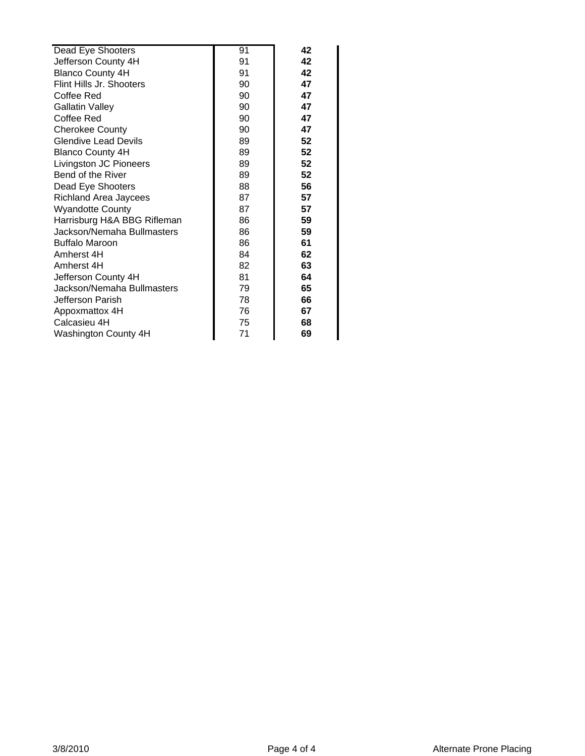| | | |
|---|---|---|
| Dead Eye Shooters | 91 | **42** |
| Jefferson County 4H | 91 | **42** |
| Blanco County 4H | 91 | **42** |
| Flint Hills Jr. Shooters | 90 | **47** |
| Coffee Red | 90 | **47** |
| Gallatin Valley | 90 | **47** |
| Coffee Red | 90 | **47** |
| Cherokee County | 90 | **47** |
| Glendive Lead Devils | 89 | **52** |
| Blanco County 4H | 89 | **52** |
| Livingston JC Pioneers | 89 | **52** |
| Bend of the River | 89 | **52** |
| Dead Eye Shooters | 88 | **56** |
| Richland Area Jaycees | 87 | **57** |
| Wyandotte County | 87 | **57** |
| Harrisburg H&A BBG Rifleman | 86 | **59** |
| Jackson/Nemaha Bullmasters | 86 | **59** |
| Buffalo Maroon | 86 | **61** |
| Amherst 4H | 84 | **62** |
| Amherst 4H | 82 | **63** |
| Jefferson County 4H | 81 | **64** |
| Jackson/Nemaha Bullmasters | 79 | **65** |
| Jefferson Parish | 78 | **66** |
| Appoxmattox 4H | 76 | **67** |
| Calcasieu 4H | 75 | **68** |
| Washington County 4H | 71 | **69** |